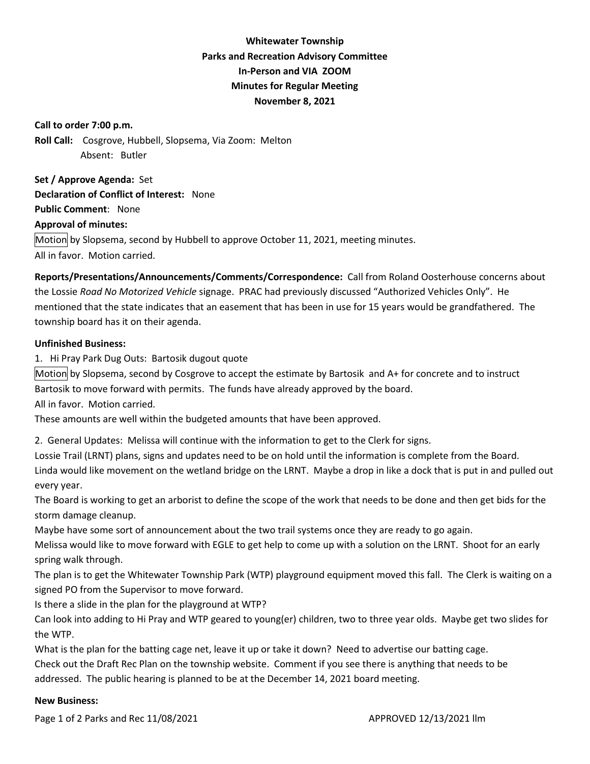**Whitewater Township**
**Parks and Recreation Advisory Committee**
**In-Person and VIA ZOOM**
**Minutes for Regular Meeting**
**November 8, 2021**

**Call to order 7:00 p.m.**

**Roll Call:** Cosgrove, Hubbell, Slopsema, Via Zoom: Melton
Absent: Butler

**Set / Approve Agenda:** Set

**Declaration of Conflict of Interest:** None

**Public Comment**: None

**Approval of minutes:**

Motion by Slopsema, second by Hubbell to approve October 11, 2021, meeting minutes.
All in favor. Motion carried.

**Reports/Presentations/Announcements/Comments/Correspondence:** Call from Roland Oosterhouse concerns about the Lossie *Road No Motorized Vehicle* signage. PRAC had previously discussed "Authorized Vehicles Only". He mentioned that the state indicates that an easement that has been in use for 15 years would be grandfathered. The township board has it on their agenda.

**Unfinished Business:**

1. Hi Pray Park Dug Outs: Bartosik dugout quote

Motion by Slopsema, second by Cosgrove to accept the estimate by Bartosik and A+ for concrete and to instruct Bartosik to move forward with permits. The funds have already approved by the board.
All in favor. Motion carried.
These amounts are well within the budgeted amounts that have been approved.

2. General Updates: Melissa will continue with the information to get to the Clerk for signs.

Lossie Trail (LRNT) plans, signs and updates need to be on hold until the information is complete from the Board.
Linda would like movement on the wetland bridge on the LRNT. Maybe a drop in like a dock that is put in and pulled out every year.
The Board is working to get an arborist to define the scope of the work that needs to be done and then get bids for the storm damage cleanup.
Maybe have some sort of announcement about the two trail systems once they are ready to go again.
Melissa would like to move forward with EGLE to get help to come up with a solution on the LRNT. Shoot for an early spring walk through.
The plan is to get the Whitewater Township Park (WTP) playground equipment moved this fall. The Clerk is waiting on a signed PO from the Supervisor to move forward.
Is there a slide in the plan for the playground at WTP?
Can look into adding to Hi Pray and WTP geared to young(er) children, two to three year olds. Maybe get two slides for the WTP.
What is the plan for the batting cage net, leave it up or take it down? Need to advertise our batting cage.
Check out the Draft Rec Plan on the township website. Comment if you see there is anything that needs to be addressed. The public hearing is planned to be at the December 14, 2021 board meeting.

**New Business:**

APPROVED 12/13/2021 llm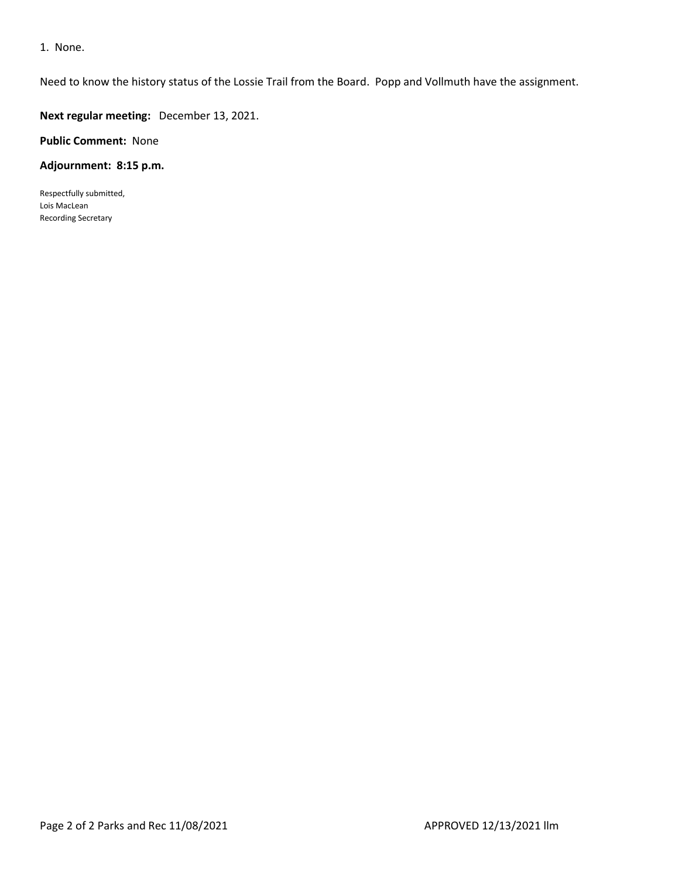1. None.

Need to know the history status of the Lossie Trail from the Board. Popp and Vollmuth have the assignment.

**Next regular meeting:** December 13, 2021.

**Public Comment:** None

**Adjournment: 8:15 p.m.**

Respectfully submitted,
Lois MacLean
Recording Secretary

APPROVED 12/13/2021 llm